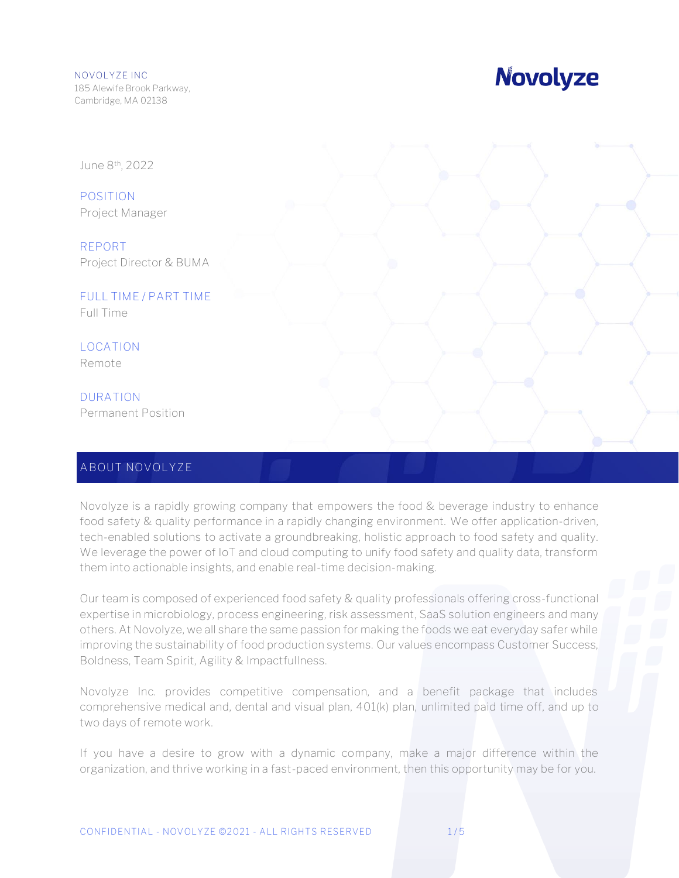NOVOLYZE INC
185 Alewife Brook Parkway,
Cambridge, MA 02138

**Novolyze**

June 8th, 2022

**POSITION**
Project Manager

**REPORT**
Project Director & BUMA

**FULL TIME / PART TIME**
Full Time

**LOCATION**
Remote

**DURATION**
Permanent Position

## ABOUT NOVOLYZE

Novolyze is a rapidly growing company that empowers the food & beverage industry to enhance food safety & quality performance in a rapidly changing environment. We offer application-driven, tech-enabled solutions to activate a groundbreaking, holistic approach to food safety and quality. We leverage the power of IoT and cloud computing to unify food safety and quality data, transform them into actionable insights, and enable real-time decision-making.

Our team is composed of experienced food safety & quality professionals offering cross-functional expertise in microbiology, process engineering, risk assessment, SaaS solution engineers and many others. At Novolyze, we all share the same passion for making the foods we eat everyday safer while improving the sustainability of food production systems. Our values encompass Customer Success, Boldness, Team Spirit, Agility & Impactfullness.

Novolyze Inc. provides competitive compensation, and a benefit package that includes comprehensive medical and, dental and visual plan, 401(k) plan, unlimited paid time off, and up to two days of remote work.

If you have a desire to grow with a dynamic company, make a major difference within the organization, and thrive working in a fast-paced environment, then this opportunity may be for you.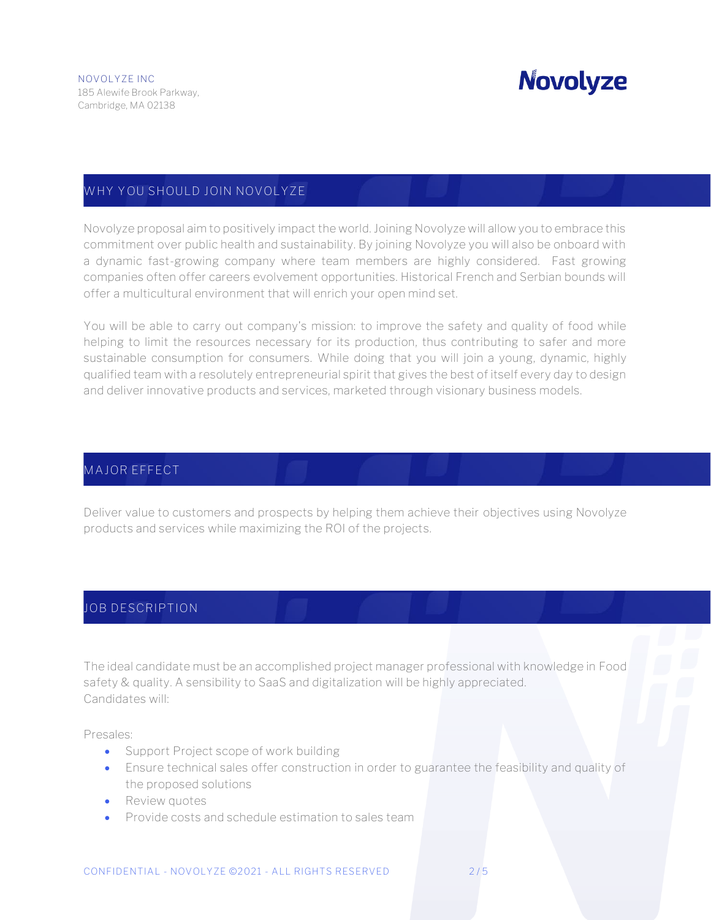NOVOLYZE INC
185 Alewife Brook Parkway,
Cambridge, MA 02138

## WHY YOU SHOULD JOIN NOVOLYZE

Novolyze proposal aim to positively impact the world. Joining Novolyze will allow you to embrace this commitment over public health and sustainability. By joining Novolyze you will also be onboard with a dynamic fast-growing company where team members are highly considered. Fast growing companies often offer careers evolvement opportunities. Historical French and Serbian bounds will offer a multicultural environment that will enrich your open mind set.

You will be able to carry out company's mission: to improve the safety and quality of food while helping to limit the resources necessary for its production, thus contributing to safer and more sustainable consumption for consumers. While doing that you will join a young, dynamic, highly qualified team with a resolutely entrepreneurial spirit that gives the best of itself every day to design and deliver innovative products and services, marketed through visionary business models.

## MAJOR EFFECT

Deliver value to customers and prospects by helping them achieve their objectives using Novolyze products and services while maximizing the ROI of the projects.

## JOB DESCRIPTION

The ideal candidate must be an accomplished project manager professional with knowledge in Food safety & quality. A sensibility to SaaS and digitalization will be highly appreciated.
Candidates will:

Presales:

- Support Project scope of work building
- Ensure technical sales offer construction in order to guarantee the feasibility and quality of the proposed solutions
- Review quotes
- Provide costs and schedule estimation to sales team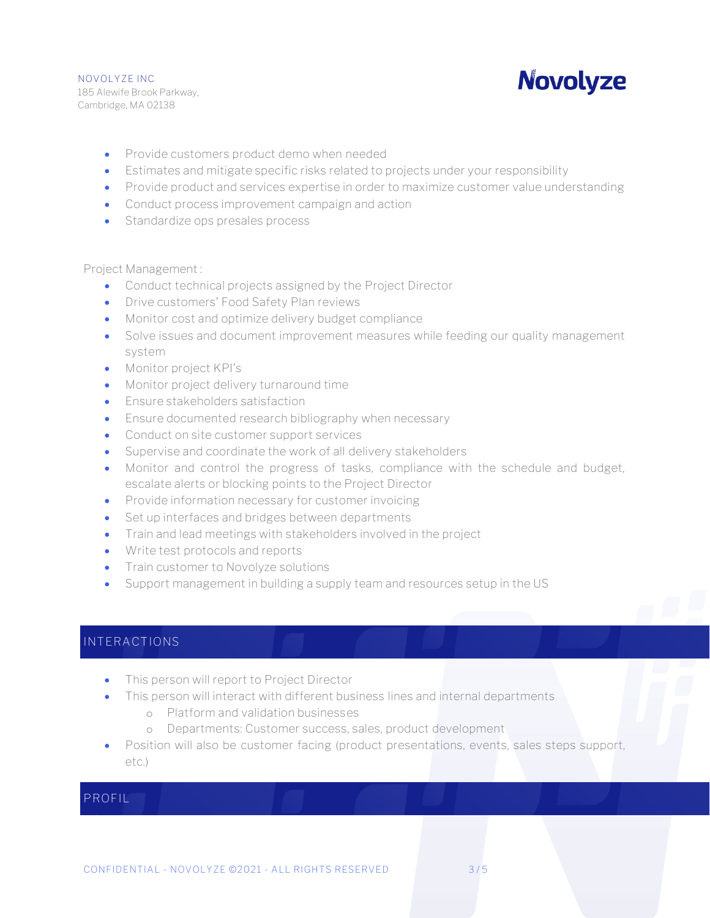- Provide customers product demo when needed
- Estimates and mitigate specific risks related to projects under your responsibility
- Provide product and services expertise in order to maximize customer value understanding
- Conduct process improvement campaign and action
- Standardize ops presales process

Project Management :

- Conduct technical projects assigned by the Project Director
- Drive customers' Food Safety Plan reviews
- Monitor cost and optimize delivery budget compliance
- Solve issues and document improvement measures while feeding our quality management system
- Monitor project KPI's
- Monitor project delivery turnaround time
- Ensure stakeholders satisfaction
- Ensure documented research bibliography when necessary
- Conduct on site customer support services
- Supervise and coordinate the work of all delivery stakeholders
- Monitor and control the progress of tasks, compliance with the schedule and budget, escalate alerts or blocking points to the Project Director
- Provide information necessary for customer invoicing
- Set up interfaces and bridges between departments
- Train and lead meetings with stakeholders involved in the project
- Write test protocols and reports
- Train customer to Novolyze solutions
- Support management in building a supply team and resources setup in the US

## INTERACTIONS

- This person will report to Project Director
- This person will interact with different business lines and internal departments
  - Platform and validation businesses
  - Departments: Customer success, sales, product development
- Position will also be customer facing (product presentations, events, sales steps support, etc.)

## PROFIL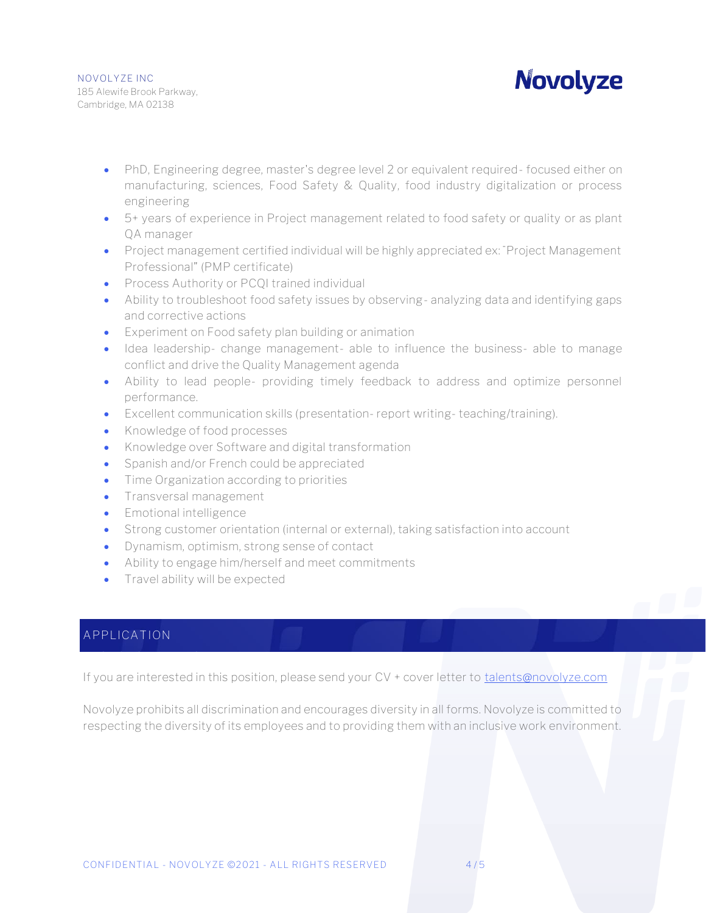- PhD, Engineering degree, master's degree level 2 or equivalent required - focused either on manufacturing, sciences, Food Safety & Quality, food industry digitalization or process engineering
- 5+ years of experience in Project management related to food safety or quality or as plant QA manager
- Project management certified individual will be highly appreciated ex: "Project Management Professional" (PMP certificate)
- Process Authority or PCQI trained individual
- Ability to troubleshoot food safety issues by observing - analyzing data and identifying gaps and corrective actions
- Experiment on Food safety plan building or animation
- Idea leadership - change management - able to influence the business - able to manage conflict and drive the Quality Management agenda
- Ability to lead people - providing timely feedback to address and optimize personnel performance.
- Excellent communication skills (presentation - report writing - teaching/training).
- Knowledge of food processes
- Knowledge over Software and digital transformation
- Spanish and/or French could be appreciated
- Time Organization according to priorities
- Transversal management
- Emotional intelligence
- Strong customer orientation (internal or external), taking satisfaction into account
- Dynamism, optimism, strong sense of contact
- Ability to engage him/herself and meet commitments
- Travel ability will be expected

## APPLICATION

If you are interested in this position, please send your CV + cover letter to talents@novolyze.com

Novolyze prohibits all discrimination and encourages diversity in all forms. Novolyze is committed to respecting the diversity of its employees and to providing them with an inclusive work environment.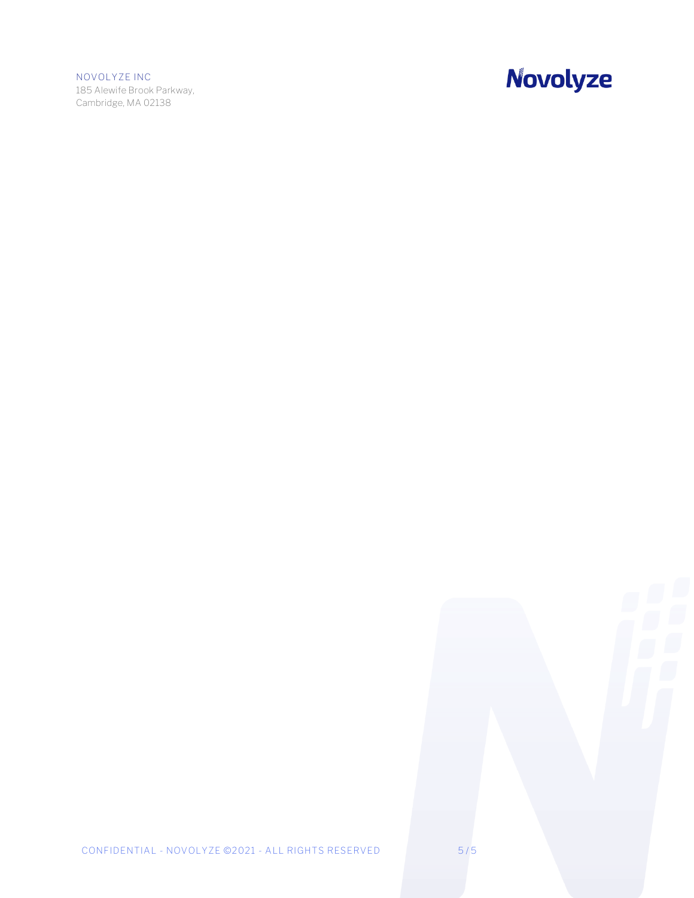NOVOLYZE INC
185 Alewife Brook Parkway,
Cambridge, MA 02138